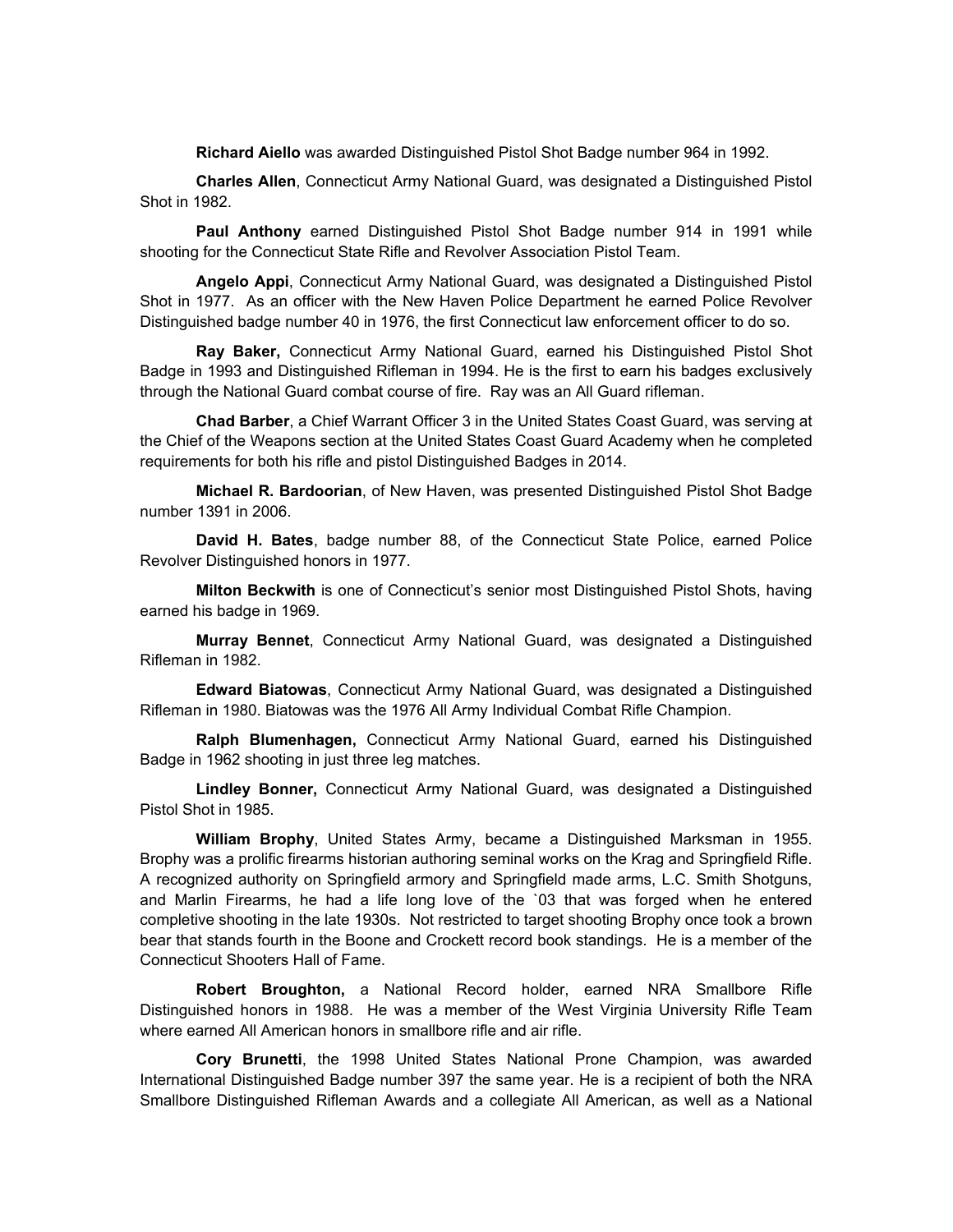**Richard Aiello** was awarded Distinguished Pistol Shot Badge number 964 in 1992.

**Charles Allen**, Connecticut Army National Guard, was designated a Distinguished Pistol Shot in 1982.

**Paul Anthony** earned Distinguished Pistol Shot Badge number 914 in 1991 while shooting for the Connecticut State Rifle and Revolver Association Pistol Team.

**Angelo Appi**, Connecticut Army National Guard, was designated a Distinguished Pistol Shot in 1977. As an officer with the New Haven Police Department he earned Police Revolver Distinguished badge number 40 in 1976, the first Connecticut law enforcement officer to do so.

**Ray Baker,** Connecticut Army National Guard, earned his Distinguished Pistol Shot Badge in 1993 and Distinguished Rifleman in 1994. He is the first to earn his badges exclusively through the National Guard combat course of fire. Ray was an All Guard rifleman.

**Chad Barber**, a Chief Warrant Officer 3 in the United States Coast Guard, was serving at the Chief of the Weapons section at the United States Coast Guard Academy when he completed requirements for both his rifle and pistol Distinguished Badges in 2014.

**Michael R. Bardoorian**, of New Haven, was presented Distinguished Pistol Shot Badge number 1391 in 2006.

**David H. Bates**, badge number 88, of the Connecticut State Police, earned Police Revolver Distinguished honors in 1977.

**Milton Beckwith** is one of Connecticut's senior most Distinguished Pistol Shots, having earned his badge in 1969.

**Murray Bennet**, Connecticut Army National Guard, was designated a Distinguished Rifleman in 1982.

**Edward Biatowas**, Connecticut Army National Guard, was designated a Distinguished Rifleman in 1980. Biatowas was the 1976 All Army Individual Combat Rifle Champion.

**Ralph Blumenhagen,** Connecticut Army National Guard, earned his Distinguished Badge in 1962 shooting in just three leg matches.

**Lindley Bonner,** Connecticut Army National Guard, was designated a Distinguished Pistol Shot in 1985.

**William Brophy**, United States Army, became a Distinguished Marksman in 1955. Brophy was a prolific firearms historian authoring seminal works on the Krag and Springfield Rifle. A recognized authority on Springfield armory and Springfield made arms, L.C. Smith Shotguns, and Marlin Firearms, he had a life long love of the `03 that was forged when he entered completive shooting in the late 1930s. Not restricted to target shooting Brophy once took a brown bear that stands fourth in the Boone and Crockett record book standings. He is a member of the Connecticut Shooters Hall of Fame.

**Robert Broughton,** a National Record holder, earned NRA Smallbore Rifle Distinguished honors in 1988. He was a member of the West Virginia University Rifle Team where earned All American honors in smallbore rifle and air rifle.

**Cory Brunetti**, the 1998 United States National Prone Champion, was awarded International Distinguished Badge number 397 the same year. He is a recipient of both the NRA Smallbore Distinguished Rifleman Awards and a collegiate All American, as well as a National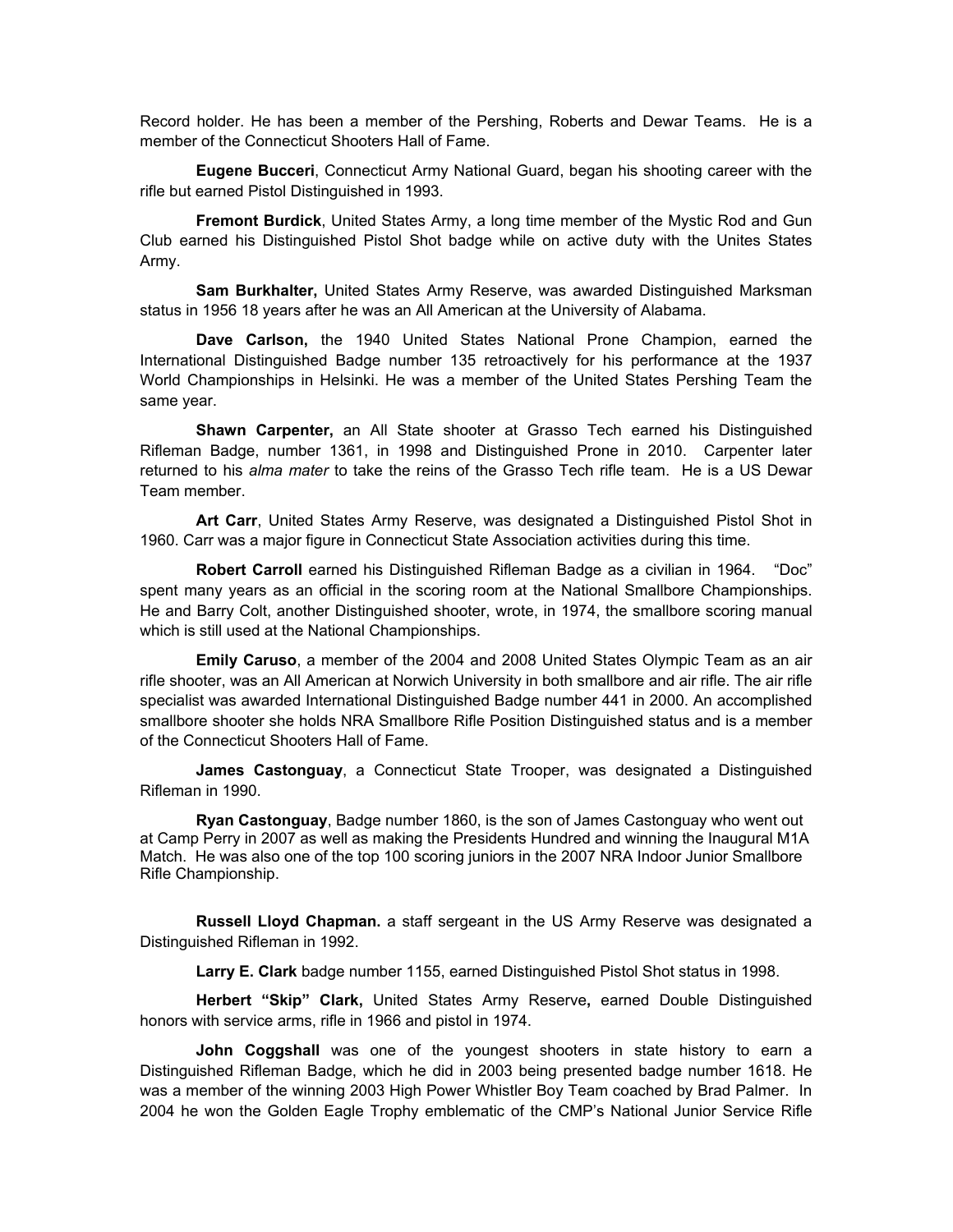Record holder. He has been a member of the Pershing, Roberts and Dewar Teams. He is a member of the Connecticut Shooters Hall of Fame.

**Eugene Bucceri**, Connecticut Army National Guard, began his shooting career with the rifle but earned Pistol Distinguished in 1993.

**Fremont Burdick**, United States Army, a long time member of the Mystic Rod and Gun Club earned his Distinguished Pistol Shot badge while on active duty with the Unites States Army.

**Sam Burkhalter,** United States Army Reserve, was awarded Distinguished Marksman status in 1956 18 years after he was an All American at the University of Alabama.

**Dave Carlson,** the 1940 United States National Prone Champion, earned the International Distinguished Badge number 135 retroactively for his performance at the 1937 World Championships in Helsinki. He was a member of the United States Pershing Team the same year.

**Shawn Carpenter,** an All State shooter at Grasso Tech earned his Distinguished Rifleman Badge, number 1361, in 1998 and Distinguished Prone in 2010. Carpenter later returned to his *alma mater* to take the reins of the Grasso Tech rifle team. He is a US Dewar Team member.

**Art Carr**, United States Army Reserve, was designated a Distinguished Pistol Shot in 1960. Carr was a major figure in Connecticut State Association activities during this time.

**Robert Carroll** earned his Distinguished Rifleman Badge as a civilian in 1964. "Doc" spent many years as an official in the scoring room at the National Smallbore Championships. He and Barry Colt, another Distinguished shooter, wrote, in 1974, the smallbore scoring manual which is still used at the National Championships.

**Emily Caruso**, a member of the 2004 and 2008 United States Olympic Team as an air rifle shooter, was an All American at Norwich University in both smallbore and air rifle. The air rifle specialist was awarded International Distinguished Badge number 441 in 2000. An accomplished smallbore shooter she holds NRA Smallbore Rifle Position Distinguished status and is a member of the Connecticut Shooters Hall of Fame.

**James Castonguay**, a Connecticut State Trooper, was designated a Distinguished Rifleman in 1990.

**Ryan Castonguay**, Badge number 1860, is the son of James Castonguay who went out at Camp Perry in 2007 as well as making the Presidents Hundred and winning the Inaugural M1A Match. He was also one of the top 100 scoring juniors in the 2007 NRA Indoor Junior Smallbore Rifle Championship.

**Russell Lloyd Chapman.** a staff sergeant in the US Army Reserve was designated a Distinguished Rifleman in 1992.

**Larry E. Clark** badge number 1155, earned Distinguished Pistol Shot status in 1998.

**Herbert "Skip" Clark,** United States Army Reserve**,** earned Double Distinguished honors with service arms, rifle in 1966 and pistol in 1974.

**John Coggshall** was one of the youngest shooters in state history to earn a Distinguished Rifleman Badge, which he did in 2003 being presented badge number 1618. He was a member of the winning 2003 High Power Whistler Boy Team coached by Brad Palmer. In 2004 he won the Golden Eagle Trophy emblematic of the CMP's National Junior Service Rifle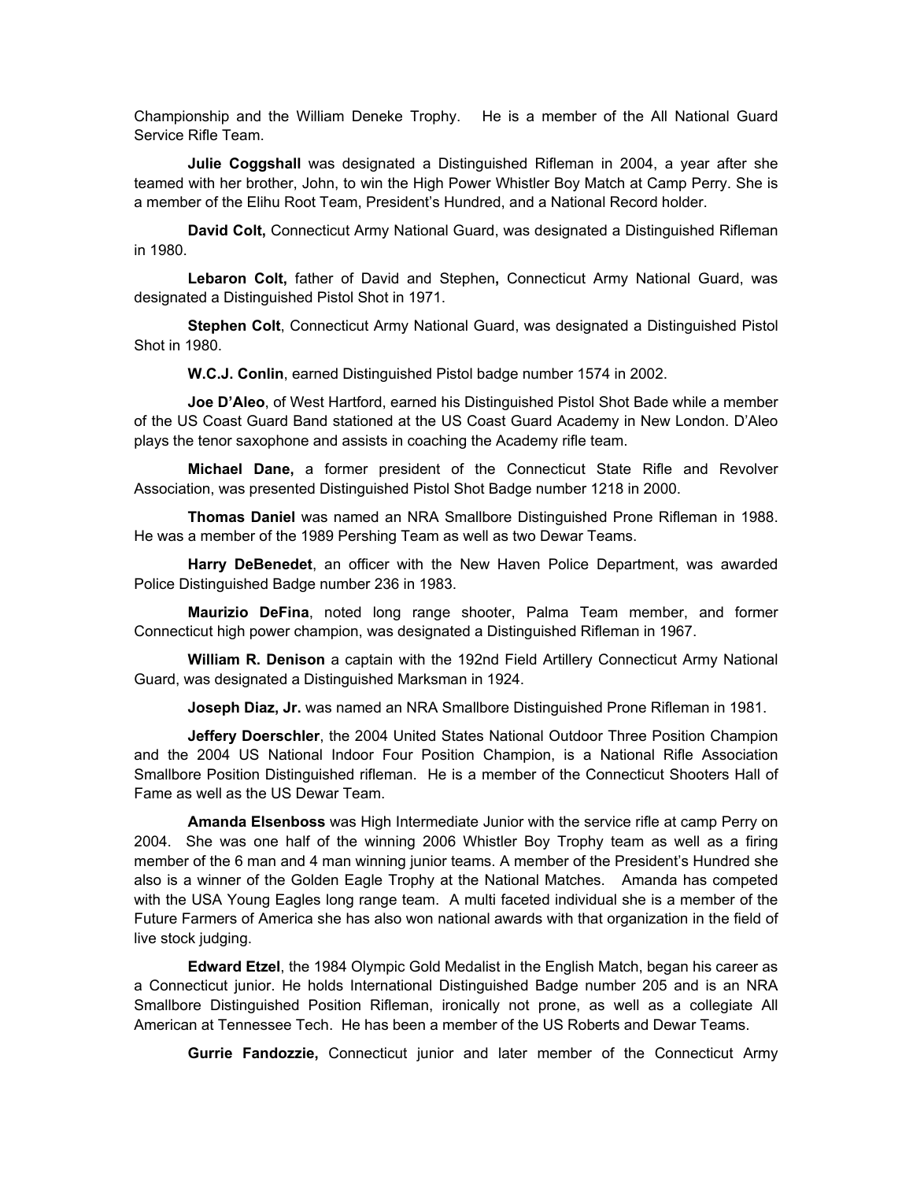Championship and the William Deneke Trophy. He is a member of the All National Guard Service Rifle Team.

**Julie Coggshall** was designated a Distinguished Rifleman in 2004, a year after she teamed with her brother, John, to win the High Power Whistler Boy Match at Camp Perry. She is a member of the Elihu Root Team, President's Hundred, and a National Record holder.

**David Colt,** Connecticut Army National Guard, was designated a Distinguished Rifleman in 1980.

**Lebaron Colt,** father of David and Stephen**,** Connecticut Army National Guard, was designated a Distinguished Pistol Shot in 1971.

**Stephen Colt**, Connecticut Army National Guard, was designated a Distinguished Pistol Shot in 1980.

**W.C.J. Conlin**, earned Distinguished Pistol badge number 1574 in 2002.

**Joe D'Aleo**, of West Hartford, earned his Distinguished Pistol Shot Bade while a member of the US Coast Guard Band stationed at the US Coast Guard Academy in New London. D'Aleo plays the tenor saxophone and assists in coaching the Academy rifle team.

**Michael Dane,** a former president of the Connecticut State Rifle and Revolver Association, was presented Distinguished Pistol Shot Badge number 1218 in 2000.

**Thomas Daniel** was named an NRA Smallbore Distinguished Prone Rifleman in 1988. He was a member of the 1989 Pershing Team as well as two Dewar Teams.

**Harry DeBenedet**, an officer with the New Haven Police Department, was awarded Police Distinguished Badge number 236 in 1983.

**Maurizio DeFina**, noted long range shooter, Palma Team member, and former Connecticut high power champion, was designated a Distinguished Rifleman in 1967.

**William R. Denison** a captain with the 192nd Field Artillery Connecticut Army National Guard, was designated a Distinguished Marksman in 1924.

**Joseph Diaz, Jr.** was named an NRA Smallbore Distinguished Prone Rifleman in 1981.

**Jeffery Doerschler**, the 2004 United States National Outdoor Three Position Champion and the 2004 US National Indoor Four Position Champion, is a National Rifle Association Smallbore Position Distinguished rifleman. He is a member of the Connecticut Shooters Hall of Fame as well as the US Dewar Team.

**Amanda Elsenboss** was High Intermediate Junior with the service rifle at camp Perry on 2004. She was one half of the winning 2006 Whistler Boy Trophy team as well as a firing member of the 6 man and 4 man winning junior teams. A member of the President's Hundred she also is a winner of the Golden Eagle Trophy at the National Matches. Amanda has competed with the USA Young Eagles long range team. A multi faceted individual she is a member of the Future Farmers of America she has also won national awards with that organization in the field of live stock judging.

**Edward Etzel**, the 1984 Olympic Gold Medalist in the English Match, began his career as a Connecticut junior. He holds International Distinguished Badge number 205 and is an NRA Smallbore Distinguished Position Rifleman, ironically not prone, as well as a collegiate All American at Tennessee Tech. He has been a member of the US Roberts and Dewar Teams.

**Gurrie Fandozzie,** Connecticut junior and later member of the Connecticut Army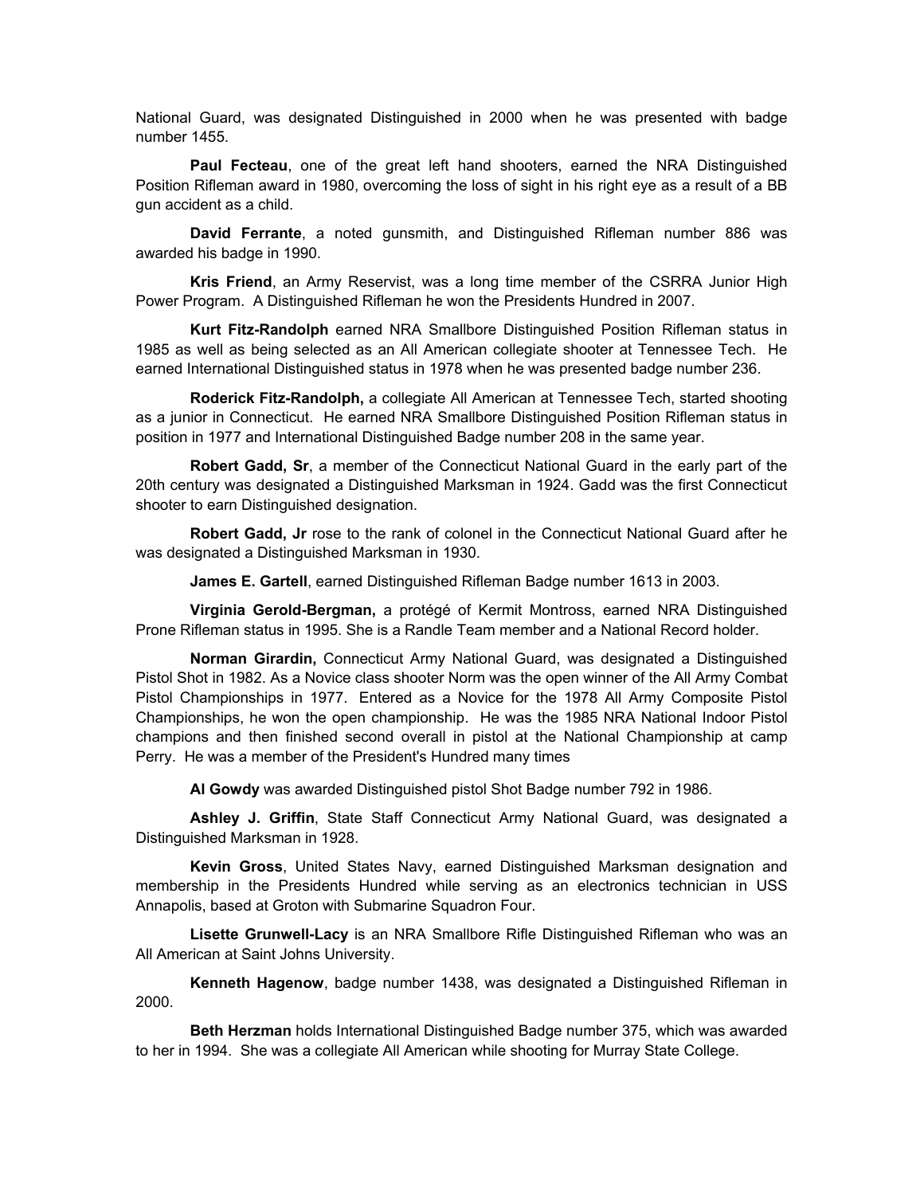National Guard, was designated Distinguished in 2000 when he was presented with badge number 1455.

**Paul Fecteau**, one of the great left hand shooters, earned the NRA Distinguished Position Rifleman award in 1980, overcoming the loss of sight in his right eye as a result of a BB gun accident as a child.

**David Ferrante**, a noted gunsmith, and Distinguished Rifleman number 886 was awarded his badge in 1990.

**Kris Friend**, an Army Reservist, was a long time member of the CSRRA Junior High Power Program. A Distinguished Rifleman he won the Presidents Hundred in 2007.

**Kurt Fitz-Randolph** earned NRA Smallbore Distinguished Position Rifleman status in 1985 as well as being selected as an All American collegiate shooter at Tennessee Tech. He earned International Distinguished status in 1978 when he was presented badge number 236.

**Roderick Fitz-Randolph,** a collegiate All American at Tennessee Tech, started shooting as a junior in Connecticut. He earned NRA Smallbore Distinguished Position Rifleman status in position in 1977 and International Distinguished Badge number 208 in the same year.

**Robert Gadd, Sr**, a member of the Connecticut National Guard in the early part of the 20th century was designated a Distinguished Marksman in 1924. Gadd was the first Connecticut shooter to earn Distinguished designation.

**Robert Gadd, Jr** rose to the rank of colonel in the Connecticut National Guard after he was designated a Distinguished Marksman in 1930.

**James E. Gartell**, earned Distinguished Rifleman Badge number 1613 in 2003.

**Virginia Gerold-Bergman,** a protégé of Kermit Montross, earned NRA Distinguished Prone Rifleman status in 1995. She is a Randle Team member and a National Record holder.

**Norman Girardin,** Connecticut Army National Guard, was designated a Distinguished Pistol Shot in 1982. As a Novice class shooter Norm was the open winner of the All Army Combat Pistol Championships in 1977. Entered as a Novice for the 1978 All Army Composite Pistol Championships, he won the open championship. He was the 1985 NRA National Indoor Pistol champions and then finished second overall in pistol at the National Championship at camp Perry. He was a member of the President's Hundred many times

**Al Gowdy** was awarded Distinguished pistol Shot Badge number 792 in 1986.

**Ashley J. Griffin**, State Staff Connecticut Army National Guard, was designated a Distinguished Marksman in 1928.

**Kevin Gross**, United States Navy, earned Distinguished Marksman designation and membership in the Presidents Hundred while serving as an electronics technician in USS Annapolis, based at Groton with Submarine Squadron Four.

**Lisette Grunwell-Lacy** is an NRA Smallbore Rifle Distinguished Rifleman who was an All American at Saint Johns University.

**Kenneth Hagenow**, badge number 1438, was designated a Distinguished Rifleman in 2000.

**Beth Herzman** holds International Distinguished Badge number 375, which was awarded to her in 1994. She was a collegiate All American while shooting for Murray State College.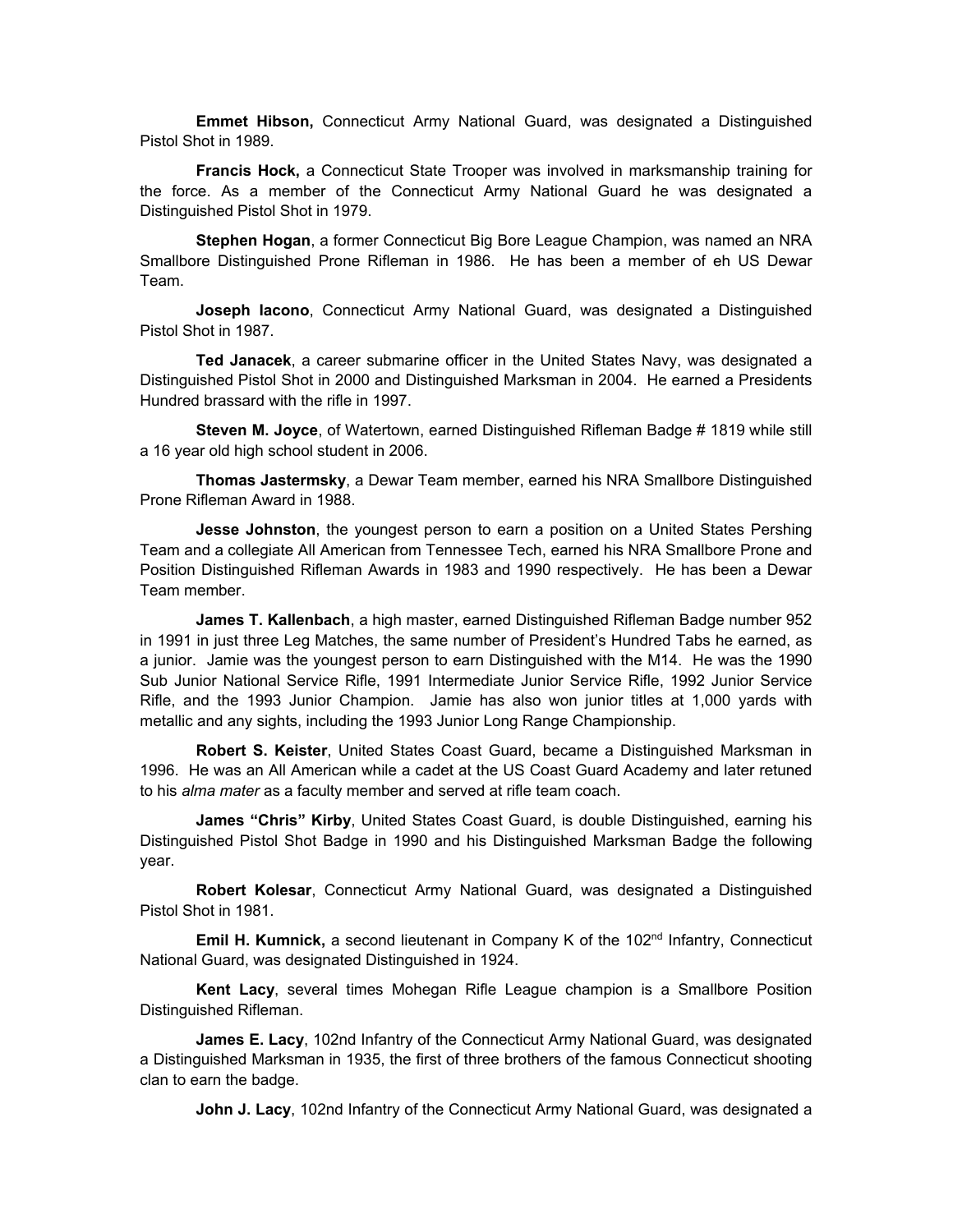**Emmet Hibson,** Connecticut Army National Guard, was designated a Distinguished Pistol Shot in 1989.

**Francis Hock,** a Connecticut State Trooper was involved in marksmanship training for the force. As a member of the Connecticut Army National Guard he was designated a Distinguished Pistol Shot in 1979.

**Stephen Hogan**, a former Connecticut Big Bore League Champion, was named an NRA Smallbore Distinguished Prone Rifleman in 1986. He has been a member of eh US Dewar Team.

**Joseph Iacono**, Connecticut Army National Guard, was designated a Distinguished Pistol Shot in 1987.

**Ted Janacek**, a career submarine officer in the United States Navy, was designated a Distinguished Pistol Shot in 2000 and Distinguished Marksman in 2004. He earned a Presidents Hundred brassard with the rifle in 1997.

**Steven M. Joyce**, of Watertown, earned Distinguished Rifleman Badge # 1819 while still a 16 year old high school student in 2006.

**Thomas Jastermsky**, a Dewar Team member, earned his NRA Smallbore Distinguished Prone Rifleman Award in 1988.

**Jesse Johnston**, the youngest person to earn a position on a United States Pershing Team and a collegiate All American from Tennessee Tech, earned his NRA Smallbore Prone and Position Distinguished Rifleman Awards in 1983 and 1990 respectively. He has been a Dewar Team member.

**James T. Kallenbach**, a high master, earned Distinguished Rifleman Badge number 952 in 1991 in just three Leg Matches, the same number of President's Hundred Tabs he earned, as a junior. Jamie was the youngest person to earn Distinguished with the M14. He was the 1990 Sub Junior National Service Rifle, 1991 Intermediate Junior Service Rifle, 1992 Junior Service Rifle, and the 1993 Junior Champion. Jamie has also won junior titles at 1,000 yards with metallic and any sights, including the 1993 Junior Long Range Championship.

**Robert S. Keister**, United States Coast Guard, became a Distinguished Marksman in 1996. He was an All American while a cadet at the US Coast Guard Academy and later retuned to his *alma mater* as a faculty member and served at rifle team coach.

**James "Chris" Kirby**, United States Coast Guard, is double Distinguished, earning his Distinguished Pistol Shot Badge in 1990 and his Distinguished Marksman Badge the following year.

**Robert Kolesar**, Connecticut Army National Guard, was designated a Distinguished Pistol Shot in 1981.

**Emil H. Kumnick,** a second lieutenant in Company K of the 102nd Infantry, Connecticut National Guard, was designated Distinguished in 1924.

**Kent Lacy**, several times Mohegan Rifle League champion is a Smallbore Position Distinguished Rifleman.

**James E. Lacy**, 102nd Infantry of the Connecticut Army National Guard, was designated a Distinguished Marksman in 1935, the first of three brothers of the famous Connecticut shooting clan to earn the badge.

**John J. Lacy**, 102nd Infantry of the Connecticut Army National Guard, was designated a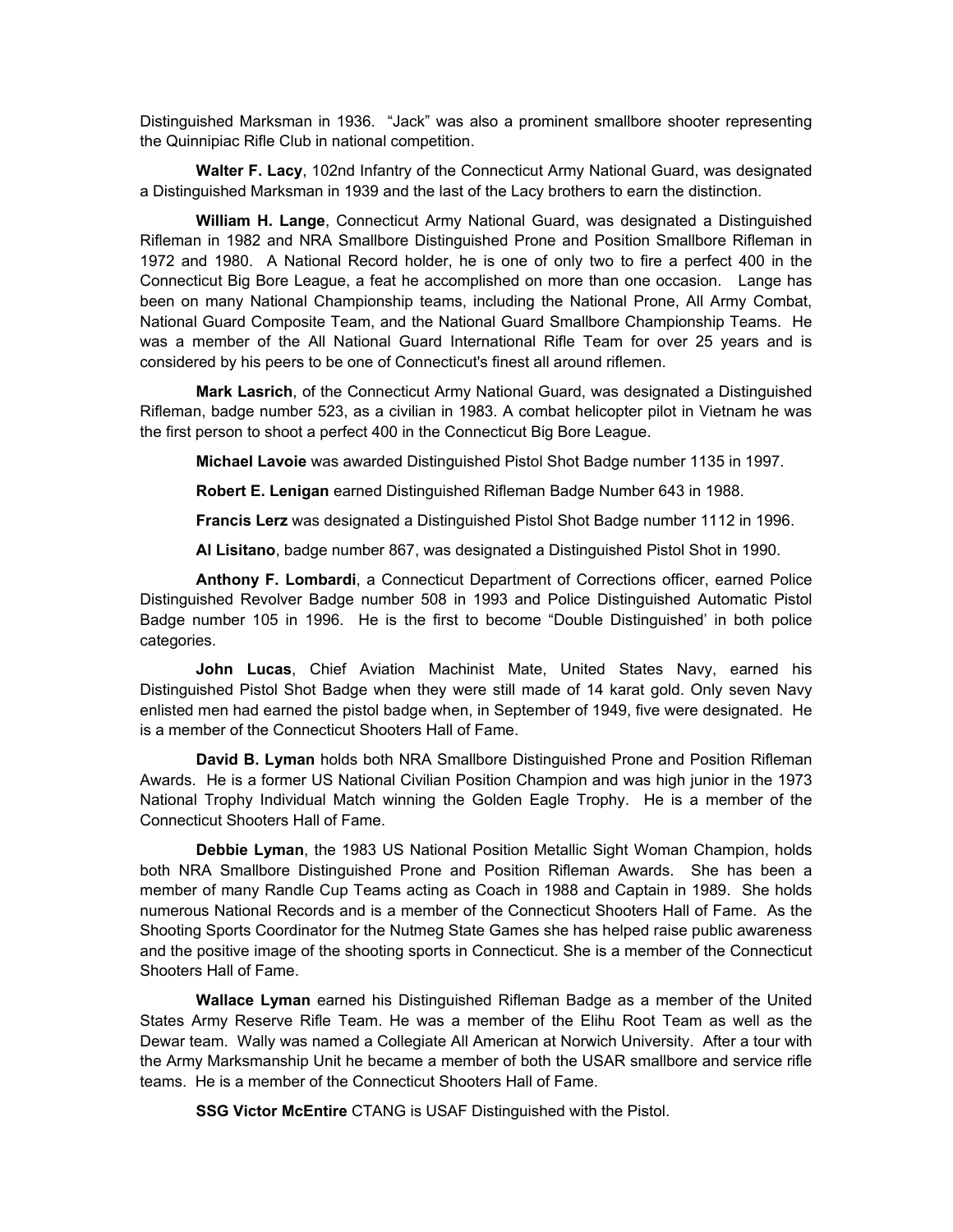Distinguished Marksman in 1936. "Jack" was also a prominent smallbore shooter representing the Quinnipiac Rifle Club in national competition.

**Walter F. Lacy**, 102nd Infantry of the Connecticut Army National Guard, was designated a Distinguished Marksman in 1939 and the last of the Lacy brothers to earn the distinction.

**William H. Lange**, Connecticut Army National Guard, was designated a Distinguished Rifleman in 1982 and NRA Smallbore Distinguished Prone and Position Smallbore Rifleman in 1972 and 1980. A National Record holder, he is one of only two to fire a perfect 400 in the Connecticut Big Bore League, a feat he accomplished on more than one occasion. Lange has been on many National Championship teams, including the National Prone, All Army Combat, National Guard Composite Team, and the National Guard Smallbore Championship Teams. He was a member of the All National Guard International Rifle Team for over 25 years and is considered by his peers to be one of Connecticut's finest all around riflemen.

**Mark Lasrich**, of the Connecticut Army National Guard, was designated a Distinguished Rifleman, badge number 523, as a civilian in 1983. A combat helicopter pilot in Vietnam he was the first person to shoot a perfect 400 in the Connecticut Big Bore League.

**Michael Lavoie** was awarded Distinguished Pistol Shot Badge number 1135 in 1997.

**Robert E. Lenigan** earned Distinguished Rifleman Badge Number 643 in 1988.

**Francis Lerz** was designated a Distinguished Pistol Shot Badge number 1112 in 1996.

**Al Lisitano**, badge number 867, was designated a Distinguished Pistol Shot in 1990.

**Anthony F. Lombardi**, a Connecticut Department of Corrections officer, earned Police Distinguished Revolver Badge number 508 in 1993 and Police Distinguished Automatic Pistol Badge number 105 in 1996. He is the first to become "Double Distinguished' in both police categories.

**John Lucas**, Chief Aviation Machinist Mate, United States Navy, earned his Distinguished Pistol Shot Badge when they were still made of 14 karat gold. Only seven Navy enlisted men had earned the pistol badge when, in September of 1949, five were designated. He is a member of the Connecticut Shooters Hall of Fame.

**David B. Lyman** holds both NRA Smallbore Distinguished Prone and Position Rifleman Awards. He is a former US National Civilian Position Champion and was high junior in the 1973 National Trophy Individual Match winning the Golden Eagle Trophy. He is a member of the Connecticut Shooters Hall of Fame.

**Debbie Lyman**, the 1983 US National Position Metallic Sight Woman Champion, holds both NRA Smallbore Distinguished Prone and Position Rifleman Awards. She has been a member of many Randle Cup Teams acting as Coach in 1988 and Captain in 1989. She holds numerous National Records and is a member of the Connecticut Shooters Hall of Fame. As the Shooting Sports Coordinator for the Nutmeg State Games she has helped raise public awareness and the positive image of the shooting sports in Connecticut. She is a member of the Connecticut Shooters Hall of Fame.

**Wallace Lyman** earned his Distinguished Rifleman Badge as a member of the United States Army Reserve Rifle Team. He was a member of the Elihu Root Team as well as the Dewar team. Wally was named a Collegiate All American at Norwich University. After a tour with the Army Marksmanship Unit he became a member of both the USAR smallbore and service rifle teams. He is a member of the Connecticut Shooters Hall of Fame.

**SSG Victor McEntire** CTANG is USAF Distinguished with the Pistol.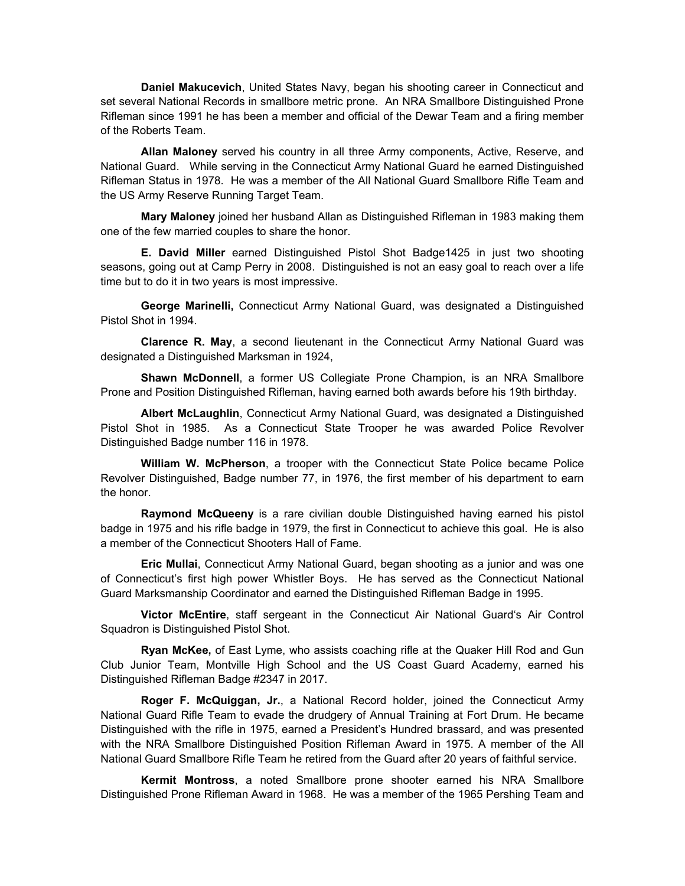**Daniel Makucevich**, United States Navy, began his shooting career in Connecticut and set several National Records in smallbore metric prone. An NRA Smallbore Distinguished Prone Rifleman since 1991 he has been a member and official of the Dewar Team and a firing member of the Roberts Team.

**Allan Maloney** served his country in all three Army components, Active, Reserve, and National Guard. While serving in the Connecticut Army National Guard he earned Distinguished Rifleman Status in 1978. He was a member of the All National Guard Smallbore Rifle Team and the US Army Reserve Running Target Team.

**Mary Maloney** joined her husband Allan as Distinguished Rifleman in 1983 making them one of the few married couples to share the honor.

**E. David Miller** earned Distinguished Pistol Shot Badge1425 in just two shooting seasons, going out at Camp Perry in 2008. Distinguished is not an easy goal to reach over a life time but to do it in two years is most impressive.

**George Marinelli,** Connecticut Army National Guard, was designated a Distinguished Pistol Shot in 1994.

**Clarence R. May**, a second lieutenant in the Connecticut Army National Guard was designated a Distinguished Marksman in 1924,

**Shawn McDonnell**, a former US Collegiate Prone Champion, is an NRA Smallbore Prone and Position Distinguished Rifleman, having earned both awards before his 19th birthday.

**Albert McLaughlin**, Connecticut Army National Guard, was designated a Distinguished Pistol Shot in 1985. As a Connecticut State Trooper he was awarded Police Revolver Distinguished Badge number 116 in 1978.

**William W. McPherson**, a trooper with the Connecticut State Police became Police Revolver Distinguished, Badge number 77, in 1976, the first member of his department to earn the honor.

**Raymond McQueeny** is a rare civilian double Distinguished having earned his pistol badge in 1975 and his rifle badge in 1979, the first in Connecticut to achieve this goal. He is also a member of the Connecticut Shooters Hall of Fame.

**Eric Mullai**, Connecticut Army National Guard, began shooting as a junior and was one of Connecticut's first high power Whistler Boys. He has served as the Connecticut National Guard Marksmanship Coordinator and earned the Distinguished Rifleman Badge in 1995.

**Victor McEntire**, staff sergeant in the Connecticut Air National Guard's Air Control Squadron is Distinguished Pistol Shot.

**Ryan McKee,** of East Lyme, who assists coaching rifle at the Quaker Hill Rod and Gun Club Junior Team, Montville High School and the US Coast Guard Academy, earned his Distinguished Rifleman Badge #2347 in 2017.

**Roger F. McQuiggan, Jr.**, a National Record holder, joined the Connecticut Army National Guard Rifle Team to evade the drudgery of Annual Training at Fort Drum. He became Distinguished with the rifle in 1975, earned a President's Hundred brassard, and was presented with the NRA Smallbore Distinguished Position Rifleman Award in 1975. A member of the All National Guard Smallbore Rifle Team he retired from the Guard after 20 years of faithful service.

**Kermit Montross**, a noted Smallbore prone shooter earned his NRA Smallbore Distinguished Prone Rifleman Award in 1968. He was a member of the 1965 Pershing Team and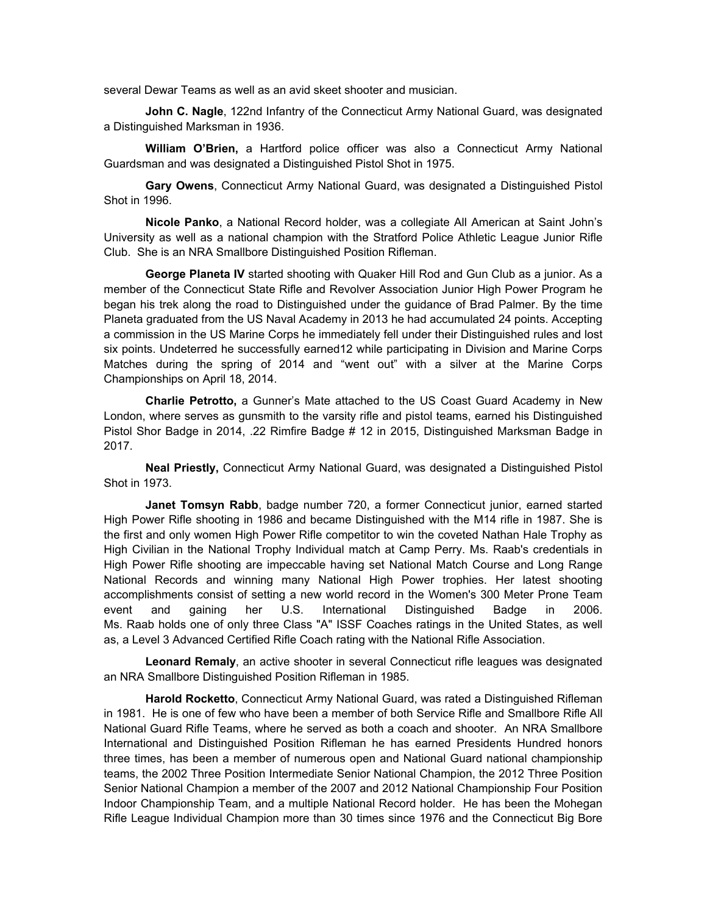several Dewar Teams as well as an avid skeet shooter and musician.

**John C. Nagle**, 122nd Infantry of the Connecticut Army National Guard, was designated a Distinguished Marksman in 1936.

**William O'Brien,** a Hartford police officer was also a Connecticut Army National Guardsman and was designated a Distinguished Pistol Shot in 1975.

**Gary Owens**, Connecticut Army National Guard, was designated a Distinguished Pistol Shot in 1996.

**Nicole Panko**, a National Record holder, was a collegiate All American at Saint John's University as well as a national champion with the Stratford Police Athletic League Junior Rifle Club. She is an NRA Smallbore Distinguished Position Rifleman.

**George Planeta IV** started shooting with Quaker Hill Rod and Gun Club as a junior. As a member of the Connecticut State Rifle and Revolver Association Junior High Power Program he began his trek along the road to Distinguished under the guidance of Brad Palmer. By the time Planeta graduated from the US Naval Academy in 2013 he had accumulated 24 points. Accepting a commission in the US Marine Corps he immediately fell under their Distinguished rules and lost six points. Undeterred he successfully earned12 while participating in Division and Marine Corps Matches during the spring of 2014 and "went out" with a silver at the Marine Corps Championships on April 18, 2014.

**Charlie Petrotto,** a Gunner's Mate attached to the US Coast Guard Academy in New London, where serves as gunsmith to the varsity rifle and pistol teams, earned his Distinguished Pistol Shor Badge in 2014, .22 Rimfire Badge # 12 in 2015, Distinguished Marksman Badge in 2017.

**Neal Priestly,** Connecticut Army National Guard, was designated a Distinguished Pistol Shot in 1973.

**Janet Tomsyn Rabb**, badge number 720, a former Connecticut junior, earned started High Power Rifle shooting in 1986 and became Distinguished with the M14 rifle in 1987. She is the first and only women High Power Rifle competitor to win the coveted Nathan Hale Trophy as High Civilian in the National Trophy Individual match at Camp Perry. Ms. Raab's credentials in High Power Rifle shooting are impeccable having set National Match Course and Long Range National Records and winning many National High Power trophies. Her latest shooting accomplishments consist of setting a new world record in the Women's 300 Meter Prone Team event and gaining her U.S. International Distinguished Badge in 2006. Ms. Raab holds one of only three Class "A" ISSF Coaches ratings in the United States, as well as, a Level 3 Advanced Certified Rifle Coach rating with the National Rifle Association.

**Leonard Remaly**, an active shooter in several Connecticut rifle leagues was designated an NRA Smallbore Distinguished Position Rifleman in 1985.

**Harold Rocketto**, Connecticut Army National Guard, was rated a Distinguished Rifleman in 1981. He is one of few who have been a member of both Service Rifle and Smallbore Rifle All National Guard Rifle Teams, where he served as both a coach and shooter. An NRA Smallbore International and Distinguished Position Rifleman he has earned Presidents Hundred honors three times, has been a member of numerous open and National Guard national championship teams, the 2002 Three Position Intermediate Senior National Champion, the 2012 Three Position Senior National Champion a member of the 2007 and 2012 National Championship Four Position Indoor Championship Team, and a multiple National Record holder. He has been the Mohegan Rifle League Individual Champion more than 30 times since 1976 and the Connecticut Big Bore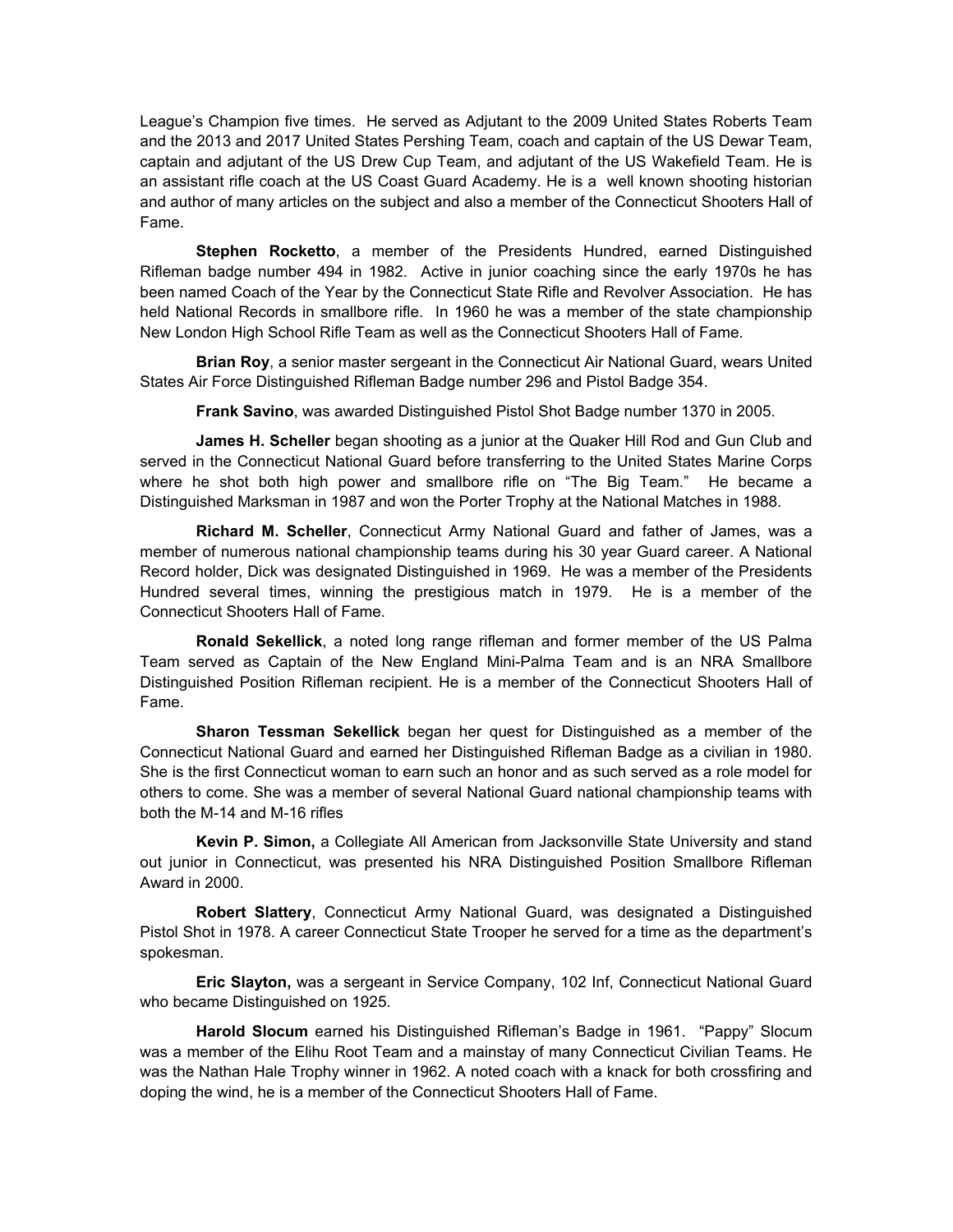League's Champion five times. He served as Adjutant to the 2009 United States Roberts Team and the 2013 and 2017 United States Pershing Team, coach and captain of the US Dewar Team, captain and adjutant of the US Drew Cup Team, and adjutant of the US Wakefield Team. He is an assistant rifle coach at the US Coast Guard Academy. He is a well known shooting historian and author of many articles on the subject and also a member of the Connecticut Shooters Hall of Fame.

**Stephen Rocketto**, a member of the Presidents Hundred, earned Distinguished Rifleman badge number 494 in 1982. Active in junior coaching since the early 1970s he has been named Coach of the Year by the Connecticut State Rifle and Revolver Association. He has held National Records in smallbore rifle. In 1960 he was a member of the state championship New London High School Rifle Team as well as the Connecticut Shooters Hall of Fame.

**Brian Roy**, a senior master sergeant in the Connecticut Air National Guard, wears United States Air Force Distinguished Rifleman Badge number 296 and Pistol Badge 354.

**Frank Savino**, was awarded Distinguished Pistol Shot Badge number 1370 in 2005.

**James H. Scheller** began shooting as a junior at the Quaker Hill Rod and Gun Club and served in the Connecticut National Guard before transferring to the United States Marine Corps where he shot both high power and smallbore rifle on "The Big Team." He became a Distinguished Marksman in 1987 and won the Porter Trophy at the National Matches in 1988.

**Richard M. Scheller**, Connecticut Army National Guard and father of James, was a member of numerous national championship teams during his 30 year Guard career. A National Record holder, Dick was designated Distinguished in 1969. He was a member of the Presidents Hundred several times, winning the prestigious match in 1979. He is a member of the Connecticut Shooters Hall of Fame.

**Ronald Sekellick**, a noted long range rifleman and former member of the US Palma Team served as Captain of the New England Mini-Palma Team and is an NRA Smallbore Distinguished Position Rifleman recipient. He is a member of the Connecticut Shooters Hall of Fame.

**Sharon Tessman Sekellick** began her quest for Distinguished as a member of the Connecticut National Guard and earned her Distinguished Rifleman Badge as a civilian in 1980. She is the first Connecticut woman to earn such an honor and as such served as a role model for others to come. She was a member of several National Guard national championship teams with both the M-14 and M-16 rifles

**Kevin P. Simon,** a Collegiate All American from Jacksonville State University and stand out junior in Connecticut, was presented his NRA Distinguished Position Smallbore Rifleman Award in 2000.

**Robert Slattery**, Connecticut Army National Guard, was designated a Distinguished Pistol Shot in 1978. A career Connecticut State Trooper he served for a time as the department's spokesman.

**Eric Slayton,** was a sergeant in Service Company, 102 Inf, Connecticut National Guard who became Distinguished on 1925.

**Harold Slocum** earned his Distinguished Rifleman's Badge in 1961. "Pappy" Slocum was a member of the Elihu Root Team and a mainstay of many Connecticut Civilian Teams. He was the Nathan Hale Trophy winner in 1962. A noted coach with a knack for both crossfiring and doping the wind, he is a member of the Connecticut Shooters Hall of Fame.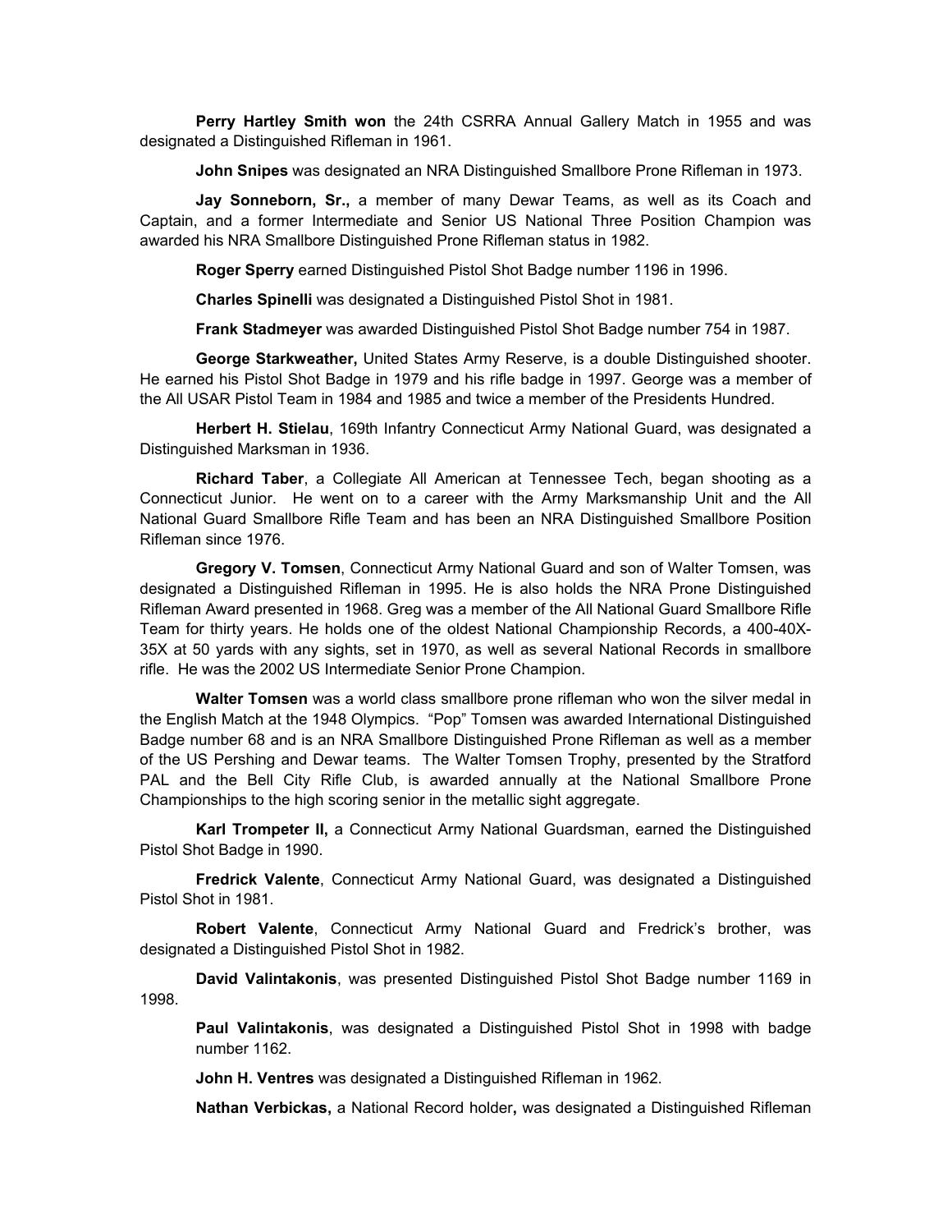**Perry Hartley Smith won** the 24th CSRRA Annual Gallery Match in 1955 and was designated a Distinguished Rifleman in 1961.

**John Snipes** was designated an NRA Distinguished Smallbore Prone Rifleman in 1973.

**Jay Sonneborn, Sr.,** a member of many Dewar Teams, as well as its Coach and Captain, and a former Intermediate and Senior US National Three Position Champion was awarded his NRA Smallbore Distinguished Prone Rifleman status in 1982.

**Roger Sperry** earned Distinguished Pistol Shot Badge number 1196 in 1996.

**Charles Spinelli** was designated a Distinguished Pistol Shot in 1981.

**Frank Stadmeyer** was awarded Distinguished Pistol Shot Badge number 754 in 1987.

**George Starkweather,** United States Army Reserve, is a double Distinguished shooter. He earned his Pistol Shot Badge in 1979 and his rifle badge in 1997. George was a member of the All USAR Pistol Team in 1984 and 1985 and twice a member of the Presidents Hundred.

**Herbert H. Stielau**, 169th Infantry Connecticut Army National Guard, was designated a Distinguished Marksman in 1936.

**Richard Taber**, a Collegiate All American at Tennessee Tech, began shooting as a Connecticut Junior. He went on to a career with the Army Marksmanship Unit and the All National Guard Smallbore Rifle Team and has been an NRA Distinguished Smallbore Position Rifleman since 1976.

**Gregory V. Tomsen**, Connecticut Army National Guard and son of Walter Tomsen, was designated a Distinguished Rifleman in 1995. He is also holds the NRA Prone Distinguished Rifleman Award presented in 1968. Greg was a member of the All National Guard Smallbore Rifle Team for thirty years. He holds one of the oldest National Championship Records, a 400-40X-35X at 50 yards with any sights, set in 1970, as well as several National Records in smallbore rifle. He was the 2002 US Intermediate Senior Prone Champion.

**Walter Tomsen** was a world class smallbore prone rifleman who won the silver medal in the English Match at the 1948 Olympics. "Pop" Tomsen was awarded International Distinguished Badge number 68 and is an NRA Smallbore Distinguished Prone Rifleman as well as a member of the US Pershing and Dewar teams. The Walter Tomsen Trophy, presented by the Stratford PAL and the Bell City Rifle Club, is awarded annually at the National Smallbore Prone Championships to the high scoring senior in the metallic sight aggregate.

**Karl Trompeter II,** a Connecticut Army National Guardsman, earned the Distinguished Pistol Shot Badge in 1990.

**Fredrick Valente**, Connecticut Army National Guard, was designated a Distinguished Pistol Shot in 1981.

**Robert Valente**, Connecticut Army National Guard and Fredrick's brother, was designated a Distinguished Pistol Shot in 1982.

**David Valintakonis**, was presented Distinguished Pistol Shot Badge number 1169 in 1998.

**Paul Valintakonis**, was designated a Distinguished Pistol Shot in 1998 with badge number 1162.

**John H. Ventres** was designated a Distinguished Rifleman in 1962.

**Nathan Verbickas,** a National Record holder**,** was designated a Distinguished Rifleman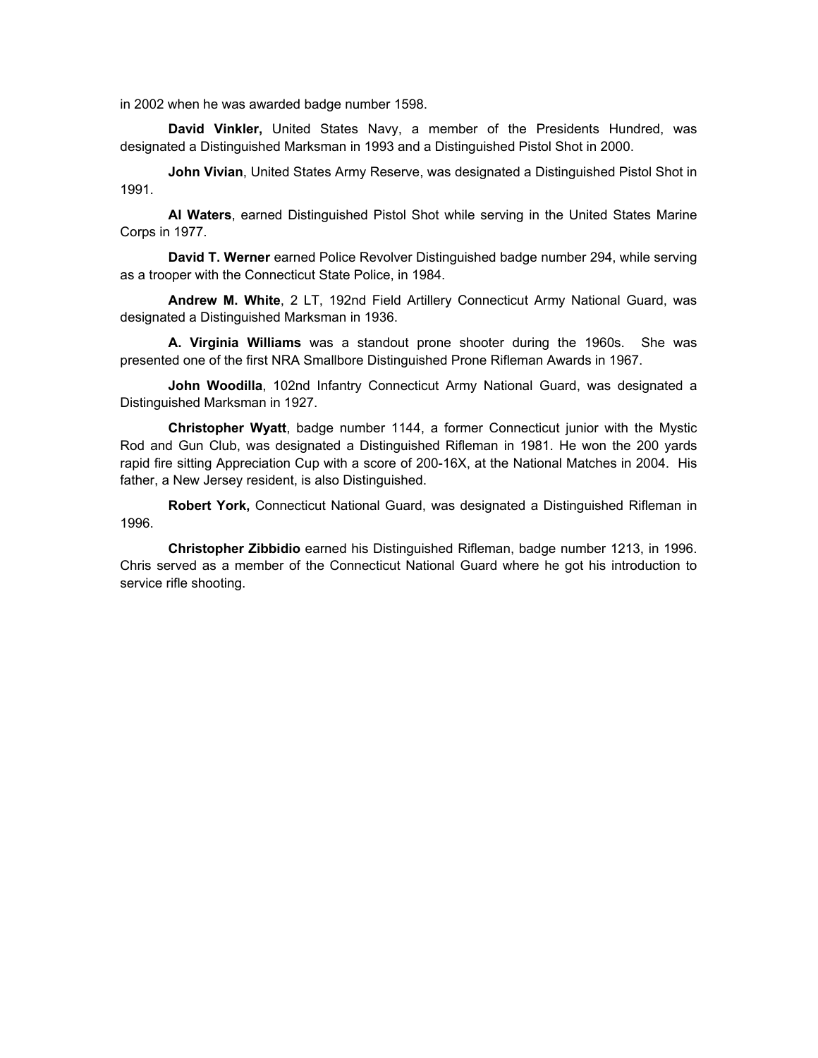in 2002 when he was awarded badge number 1598.

**David Vinkler,** United States Navy, a member of the Presidents Hundred, was designated a Distinguished Marksman in 1993 and a Distinguished Pistol Shot in 2000.

**John Vivian**, United States Army Reserve, was designated a Distinguished Pistol Shot in 1991.

**Al Waters**, earned Distinguished Pistol Shot while serving in the United States Marine Corps in 1977.

**David T. Werner** earned Police Revolver Distinguished badge number 294, while serving as a trooper with the Connecticut State Police, in 1984.

**Andrew M. White**, 2 LT, 192nd Field Artillery Connecticut Army National Guard, was designated a Distinguished Marksman in 1936.

**A. Virginia Williams** was a standout prone shooter during the 1960s. She was presented one of the first NRA Smallbore Distinguished Prone Rifleman Awards in 1967.

**John Woodilla**, 102nd Infantry Connecticut Army National Guard, was designated a Distinguished Marksman in 1927.

**Christopher Wyatt**, badge number 1144, a former Connecticut junior with the Mystic Rod and Gun Club, was designated a Distinguished Rifleman in 1981. He won the 200 yards rapid fire sitting Appreciation Cup with a score of 200-16X, at the National Matches in 2004. His father, a New Jersey resident, is also Distinguished.

**Robert York,** Connecticut National Guard, was designated a Distinguished Rifleman in 1996.

**Christopher Zibbidio** earned his Distinguished Rifleman, badge number 1213, in 1996. Chris served as a member of the Connecticut National Guard where he got his introduction to service rifle shooting.